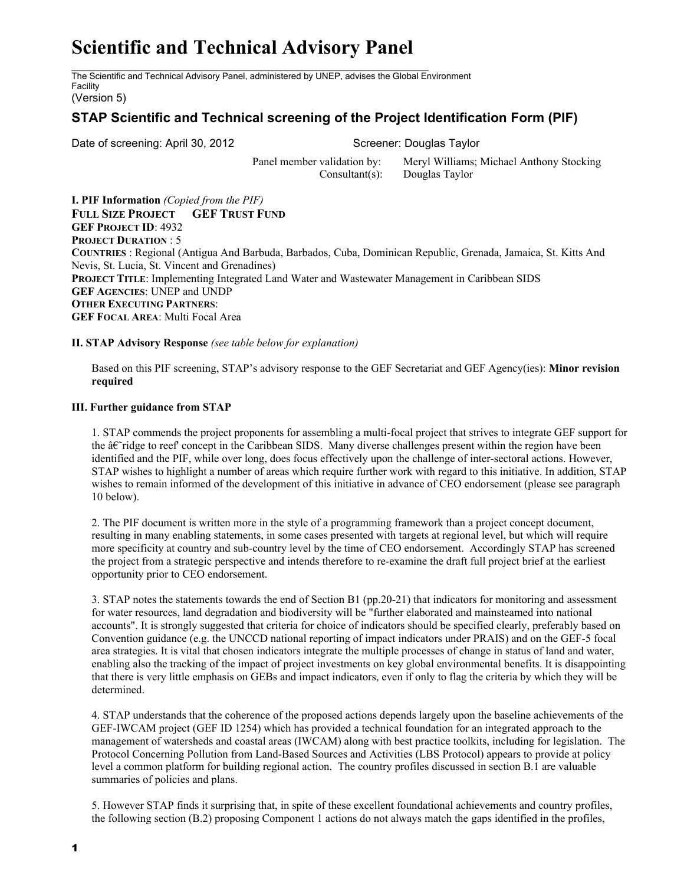# Scientific and Technical Advisory Panel

The Scientific and Technical Advisory Panel, administered by UNEP, advises the Global Environment Facility

(Version 5)

## STAP Scientific and Technical screening of the Project Identification Form (PIF)

Date of screening: April 30, 2012 Screener: Douglas Taylor

Panel member validation by: Meryl Williams; Michael Anthony Stocking
Consultant(s): Douglas Taylor

**I. PIF Information** *(Copied from the PIF)*
**FULL SIZE PROJECT GEF TRUST FUND**
**GEF PROJECT ID**: 4932
**PROJECT DURATION** : 5
**COUNTRIES** : Regional (Antigua And Barbuda, Barbados, Cuba, Dominican Republic, Grenada, Jamaica, St. Kitts And Nevis, St. Lucia, St. Vincent and Grenadines)
**PROJECT TITLE**: Implementing Integrated Land Water and Wastewater Management in Caribbean SIDS
**GEF AGENCIES**: UNEP and UNDP
**OTHER EXECUTING PARTNERS**:
**GEF FOCAL AREA**: Multi Focal Area

**II. STAP Advisory Response** *(see table below for explanation)*

Based on this PIF screening, STAP's advisory response to the GEF Secretariat and GEF Agency(ies): **Minor revision required**

**III. Further guidance from STAP**

1. STAP commends the project proponents for assembling a multi-focal project that strives to integrate GEF support for the â€˜ridge to reef' concept in the Caribbean SIDS. Many diverse challenges present within the region have been identified and the PIF, while over long, does focus effectively upon the challenge of inter-sectoral actions. However, STAP wishes to highlight a number of areas which require further work with regard to this initiative. In addition, STAP wishes to remain informed of the development of this initiative in advance of CEO endorsement (please see paragraph 10 below).

2. The PIF document is written more in the style of a programming framework than a project concept document, resulting in many enabling statements, in some cases presented with targets at regional level, but which will require more specificity at country and sub-country level by the time of CEO endorsement. Accordingly STAP has screened the project from a strategic perspective and intends therefore to re-examine the draft full project brief at the earliest opportunity prior to CEO endorsement.

3. STAP notes the statements towards the end of Section B1 (pp.20-21) that indicators for monitoring and assessment for water resources, land degradation and biodiversity will be "further elaborated and mainsteamed into national accounts". It is strongly suggested that criteria for choice of indicators should be specified clearly, preferably based on Convention guidance (e.g. the UNCCD national reporting of impact indicators under PRAIS) and on the GEF-5 focal area strategies. It is vital that chosen indicators integrate the multiple processes of change in status of land and water, enabling also the tracking of the impact of project investments on key global environmental benefits. It is disappointing that there is very little emphasis on GEBs and impact indicators, even if only to flag the criteria by which they will be determined.

4. STAP understands that the coherence of the proposed actions depends largely upon the baseline achievements of the GEF-IWCAM project (GEF ID 1254) which has provided a technical foundation for an integrated approach to the management of watersheds and coastal areas (IWCAM) along with best practice toolkits, including for legislation. The Protocol Concerning Pollution from Land-Based Sources and Activities (LBS Protocol) appears to provide at policy level a common platform for building regional action. The country profiles discussed in section B.1 are valuable summaries of policies and plans.

5. However STAP finds it surprising that, in spite of these excellent foundational achievements and country profiles, the following section (B.2) proposing Component 1 actions do not always match the gaps identified in the profiles,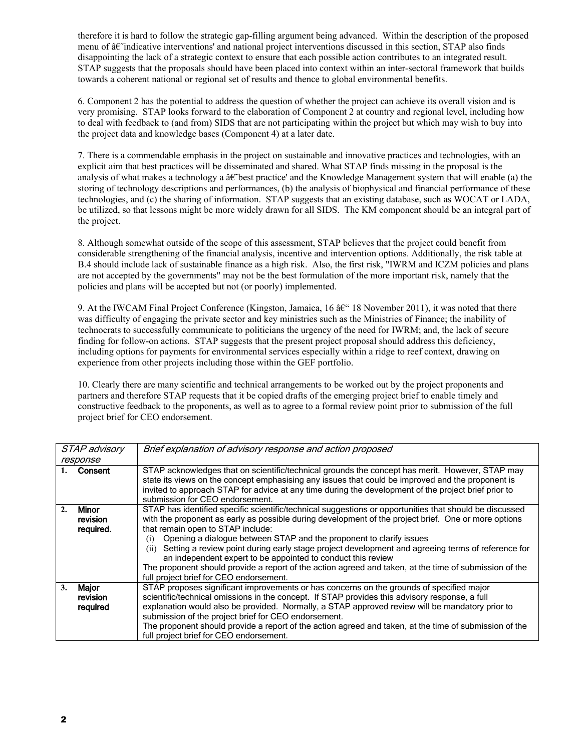therefore it is hard to follow the strategic gap-filling argument being advanced. Within the description of the proposed menu of â€˜indicative interventions' and national project interventions discussed in this section, STAP also finds disappointing the lack of a strategic context to ensure that each possible action contributes to an integrated result. STAP suggests that the proposals should have been placed into context within an inter-sectoral framework that builds towards a coherent national or regional set of results and thence to global environmental benefits.

6. Component 2 has the potential to address the question of whether the project can achieve its overall vision and is very promising. STAP looks forward to the elaboration of Component 2 at country and regional level, including how to deal with feedback to (and from) SIDS that are not participating within the project but which may wish to buy into the project data and knowledge bases (Component 4) at a later date.

7. There is a commendable emphasis in the project on sustainable and innovative practices and technologies, with an explicit aim that best practices will be disseminated and shared. What STAP finds missing in the proposal is the analysis of what makes a technology a â€˜best practice' and the Knowledge Management system that will enable (a) the storing of technology descriptions and performances, (b) the analysis of biophysical and financial performance of these technologies, and (c) the sharing of information. STAP suggests that an existing database, such as WOCAT or LADA, be utilized, so that lessons might be more widely drawn for all SIDS. The KM component should be an integral part of the project.

8. Although somewhat outside of the scope of this assessment, STAP believes that the project could benefit from considerable strengthening of the financial analysis, incentive and intervention options. Additionally, the risk table at B.4 should include lack of sustainable finance as a high risk. Also, the first risk, "IWRM and ICZM policies and plans are not accepted by the governments" may not be the best formulation of the more important risk, namely that the policies and plans will be accepted but not (or poorly) implemented.

9. At the IWCAM Final Project Conference (Kingston, Jamaica, 16 â€“ 18 November 2011), it was noted that there was difficulty of engaging the private sector and key ministries such as the Ministries of Finance; the inability of technocrats to successfully communicate to politicians the urgency of the need for IWRM; and, the lack of secure finding for follow-on actions. STAP suggests that the present project proposal should address this deficiency, including options for payments for environmental services especially within a ridge to reef context, drawing on experience from other projects including those within the GEF portfolio.

10. Clearly there are many scientific and technical arrangements to be worked out by the project proponents and partners and therefore STAP requests that it be copied drafts of the emerging project brief to enable timely and constructive feedback to the proponents, as well as to agree to a formal review point prior to submission of the full project brief for CEO endorsement.

| *STAP advisory response* | *Brief explanation of advisory response and action proposed* |
| --- | --- |
| **1. Consent** | STAP acknowledges that on scientific/technical grounds the concept has merit. However, STAP may state its views on the concept emphasising any issues that could be improved and the proponent is invited to approach STAP for advice at any time during the development of the project brief prior to submission for CEO endorsement. |
| **2. Minor revision required.** | STAP has identified specific scientific/technical suggestions or opportunities that should be discussed with the proponent as early as possible during development of the project brief. One or more options that remain open to STAP include: (i) Opening a dialogue between STAP and the proponent to clarify issues (ii) Setting a review point during early stage project development and agreeing terms of reference for an independent expert to be appointed to conduct this review. The proponent should provide a report of the action agreed and taken, at the time of submission of the full project brief for CEO endorsement. |
| **3. Major revision required** | STAP proposes significant improvements or has concerns on the grounds of specified major scientific/technical omissions in the concept. If STAP provides this advisory response, a full explanation would also be provided. Normally, a STAP approved review will be mandatory prior to submission of the project brief for CEO endorsement. The proponent should provide a report of the action agreed and taken, at the time of submission of the full project brief for CEO endorsement. |